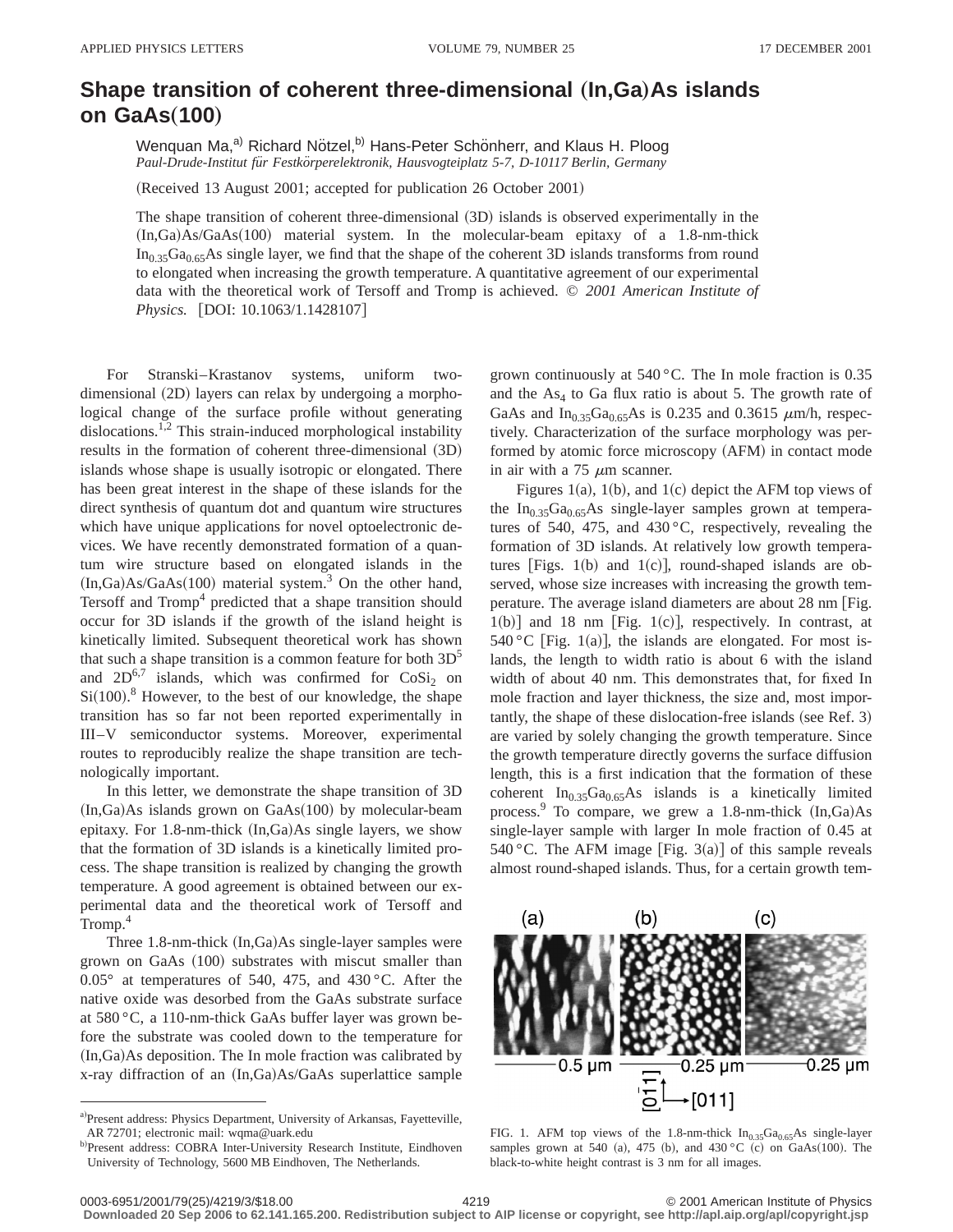# Shape transition of coherent three-dimensional (In,Ga)As islands on GaAs(100)

Wenquan Ma,[a] Richard Nötzel,[b] Hans-Peter Schönherr, and Klaus H. Ploog

*Paul-Drude-Institut für Festkörperelektronik, Hausvogteiplatz 5-7, D-10117 Berlin, Germany*

(Received 13 August 2001; accepted for publication 26 October 2001)

The shape transition of coherent three-dimensional (3D) islands is observed experimentally in the (In,Ga)As/GaAs(100) material system. In the molecular-beam epitaxy of a 1.8-nm-thick $In_{0.35}Ga_{0.65}As$ single layer, we find that the shape of the coherent 3D islands transforms from round to elongated when increasing the growth temperature. A quantitative agreement of our experimental data with the theoretical work of Tersoff and Tromp is achieved. © *2001 American Institute of Physics.* [DOI: 10.1063/1.1428107]

For Stranski–Krastanov systems, uniform two-dimensional (2D) layers can relax by undergoing a morphological change of the surface profile without generating dislocations.[1,2] This strain-induced morphological instability results in the formation of coherent three-dimensional (3D) islands whose shape is usually isotropic or elongated. There has been great interest in the shape of these islands for the direct synthesis of quantum dot and quantum wire structures which have unique applications for novel optoelectronic devices. We have recently demonstrated formation of a quantum wire structure based on elongated islands in the (In,Ga)As/GaAs(100) material system.[3] On the other hand, Tersoff and Tromp[4] predicted that a shape transition should occur for 3D islands if the growth of the island height is kinetically limited. Subsequent theoretical work has shown that such a shape transition is a common feature for both 3D[5] and 2D[6,7] islands, which was confirmed for $CoSi_2$ on Si(100).[8] However, to the best of our knowledge, the shape transition has so far not been reported experimentally in III–V semiconductor systems. Moreover, experimental routes to reproducibly realize the shape transition are technologically important.

In this letter, we demonstrate the shape transition of 3D (In,Ga)As islands grown on GaAs(100) by molecular-beam epitaxy. For 1.8-nm-thick (In,Ga)As single layers, we show that the formation of 3D islands is a kinetically limited process. The shape transition is realized by changing the growth temperature. A good agreement is obtained between our experimental data and the theoretical work of Tersoff and Tromp.[4]

Three 1.8-nm-thick (In,Ga)As single-layer samples were grown on GaAs (100) substrates with miscut smaller than 0.05° at temperatures of 540, 475, and 430 °C. After the native oxide was desorbed from the GaAs substrate surface at 580 °C, a 110-nm-thick GaAs buffer layer was grown before the substrate was cooled down to the temperature for (In,Ga)As deposition. The In mole fraction was calibrated by x-ray diffraction of an (In,Ga)As/GaAs superlattice sample grown continuously at 540 °C. The In mole fraction is 0.35 and the $As_4$ to Ga flux ratio is about 5. The growth rate of GaAs and $In_{0.35}Ga_{0.65}As$ is 0.235 and 0.3615 μm/h, respectively. Characterization of the surface morphology was performed by atomic force microscopy (AFM) in contact mode in air with a 75 μm scanner.

Figures 1(a), 1(b), and 1(c) depict the AFM top views of the $In_{0.35}Ga_{0.65}As$ single-layer samples grown at temperatures of 540, 475, and 430 °C, respectively, revealing the formation of 3D islands. At relatively low growth temperatures [Figs. 1(b) and 1(c)], round-shaped islands are observed, whose size increases with increasing the growth temperature. The average island diameters are about 28 nm [Fig. 1(b)] and 18 nm [Fig. 1(c)], respectively. In contrast, at 540 °C [Fig. 1(a)], the islands are elongated. For most islands, the length to width ratio is about 6 with the island width of about 40 nm. This demonstrates that, for fixed In mole fraction and layer thickness, the size and, most importantly, the shape of these dislocation-free islands (see Ref. 3) are varied by solely changing the growth temperature. Since the growth temperature directly governs the surface diffusion length, this is a first indication that the formation of these coherent $In_{0.35}Ga_{0.65}As$ islands is a kinetically limited process.[9] To compare, we grew a 1.8-nm-thick (In,Ga)As single-layer sample with larger In mole fraction of 0.45 at 540 °C. The AFM image [Fig. 3(a)] of this sample reveals almost round-shaped islands. Thus, for a certain growth tem-

FIG. 1. AFM top views of the 1.8-nm-thick $In_{0.35}Ga_{0.65}As$ single-layer samples grown at 540 (a), 475 (b), and 430 °C (c) on GaAs(100). The black-to-white height contrast is 3 nm for all images.

---

[a] Present address: Physics Department, University of Arkansas, Fayetteville, AR 72701; electronic mail: wqma@uark.edu

[b] Present address: COBRA Inter-University Research Institute, Eindhoven University of Technology, 5600 MB Eindhoven, The Netherlands.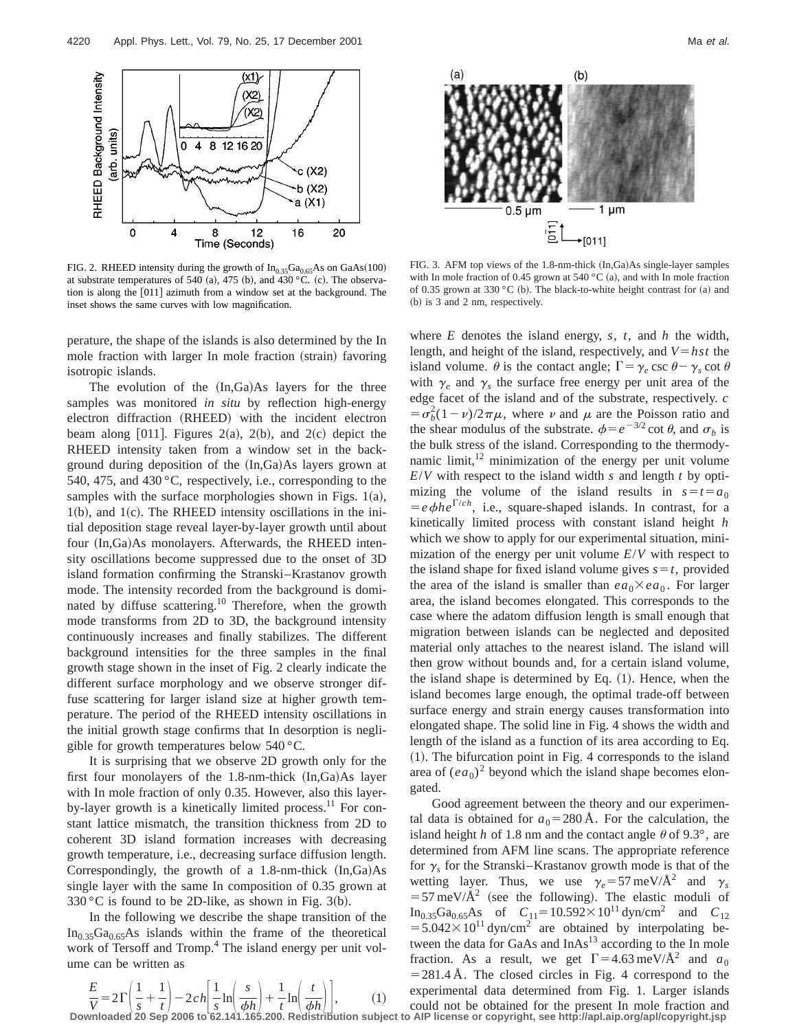FIG. 2. RHEED intensity during the growth of $In_{0.35}Ga_{0.65}As$ on GaAs(100) at substrate temperatures of 540 (a), 475 (b), and 430 °C. (c). The observation is along the [011] azimuth from a window set at the background. The inset shows the same curves with low magnification.

FIG. 3. AFM top views of the 1.8-nm-thick (In,Ga)As single-layer samples with In mole fraction of 0.45 grown at 540 °C (a), and with In mole fraction of 0.35 grown at 330 °C (b). The black-to-white height contrast for (a) and (b) is 3 and 2 nm, respectively.

perature, the shape of the islands is also determined by the In mole fraction with larger In mole fraction (strain) favoring isotropic islands.

The evolution of the (In,Ga)As layers for the three samples was monitored *in situ* by reflection high-energy electron diffraction (RHEED) with the incident electron beam along [011]. Figures 2(a), 2(b), and 2(c) depict the RHEED intensity taken from a window set in the background during deposition of the (In,Ga)As layers grown at 540, 475, and 430 °C, respectively, i.e., corresponding to the samples with the surface morphologies shown in Figs. 1(a), 1(b), and 1(c). The RHEED intensity oscillations in the initial deposition stage reveal layer-by-layer growth until about four (In,Ga)As monolayers. Afterwards, the RHEED intensity oscillations become suppressed due to the onset of 3D island formation confirming the Stranski–Krastanov growth mode. The intensity recorded from the background is dominated by diffuse scattering.[10] Therefore, when the growth mode transforms from 2D to 3D, the background intensity continuously increases and finally stabilizes. The different background intensities for the three samples in the final growth stage shown in the inset of Fig. 2 clearly indicate the different surface morphology and we observe stronger diffuse scattering for larger island size at higher growth temperature. The period of the RHEED intensity oscillations in the initial growth stage confirms that In desorption is negligible for growth temperatures below 540 °C.

It is surprising that we observe 2D growth only for the first four monolayers of the 1.8-nm-thick (In,Ga)As layer with In mole fraction of only 0.35. However, also this layer-by-layer growth is a kinetically limited process.[11] For constant lattice mismatch, the transition thickness from 2D to coherent 3D island formation increases with decreasing growth temperature, i.e., decreasing surface diffusion length. Correspondingly, the growth of a 1.8-nm-thick (In,Ga)As single layer with the same In composition of 0.35 grown at 330 °C is found to be 2D-like, as shown in Fig. 3(b).

In the following we describe the shape transition of the $In_{0.35}Ga_{0.65}As$ islands within the frame of the theoretical work of Tersoff and Tromp.[4] The island energy per unit volume can be written as

$$\frac{E}{V}=2\Gamma\left(\frac{1}{s}+\frac{1}{t}\right)-2ch\left[\frac{1}{s}\ln\left(\frac{s}{\phi h}\right)+\frac{1}{t}\ln\left(\frac{t}{\phi h}\right)\right], \qquad (1)$$

where $E$ denotes the island energy, $s$, $t$, and $h$ the width, length, and height of the island, respectively, and $V=hst$ the island volume. $\theta$ is the contact angle; $\Gamma=\gamma_e\csc\theta-\gamma_s\cot\theta$ with $\gamma_e$ and $\gamma_s$ the surface free energy per unit area of the edge facet of the island and of the substrate, respectively. $c=\sigma_b^2(1-\nu)/2\pi\mu$, where $\nu$ and $\mu$ are the Poisson ratio and the shear modulus of the substrate. $\phi=e^{-3/2}\cot\theta$, and $\sigma_b$ is the bulk stress of the island. Corresponding to the thermodynamic limit,[12] minimization of the energy per unit volume $E/V$ with respect to the island width $s$ and length $t$ by optimizing the volume of the island results in $s=t=a_0=e\phi he^{\Gamma/ch}$, i.e., square-shaped islands. In contrast, for a kinetically limited process with constant island height $h$ which we show to apply for our experimental situation, minimization of the energy per unit volume $E/V$ with respect to the island shape for fixed island volume gives $s=t$, provided the area of the island is smaller than $ea_0\times ea_0$. For larger area, the island becomes elongated. This corresponds to the case where the adatom diffusion length is small enough that migration between islands can be neglected and deposited material only attaches to the nearest island. The island will then grow without bounds and, for a certain island volume, the island shape is determined by Eq. (1). Hence, when the island becomes large enough, the optimal trade-off between surface energy and strain energy causes transformation into elongated shape. The solid line in Fig. 4 shows the width and length of the island as a function of its area according to Eq. (1). The bifurcation point in Fig. 4 corresponds to the island area of $(ea_0)^2$ beyond which the island shape becomes elongated.

Good agreement between the theory and our experimental data is obtained for $a_0=280$ Å. For the calculation, the island height $h$ of 1.8 nm and the contact angle $\theta$ of 9.3°, are determined from AFM line scans. The appropriate reference for $\gamma_s$ for the Stranski–Krastanov growth mode is that of the wetting layer. Thus, we use $\gamma_e=57$ meV/Å$^2$ and $\gamma_s=57$ meV/Å$^2$ (see the following). The elastic moduli of $In_{0.35}Ga_{0.65}As$ of $C_{11}=10.592\times10^{11}$ dyn/cm$^2$ and $C_{12}=5.042\times10^{11}$ dyn/cm$^2$ are obtained by interpolating between the data for GaAs and InAs[13] according to the In mole fraction. As a result, we get $\Gamma=4.63$ meV/Å$^2$ and $a_0=281.4$ Å. The closed circles in Fig. 4 correspond to the experimental data determined from Fig. 1. Larger islands could not be obtained for the present In mole fraction and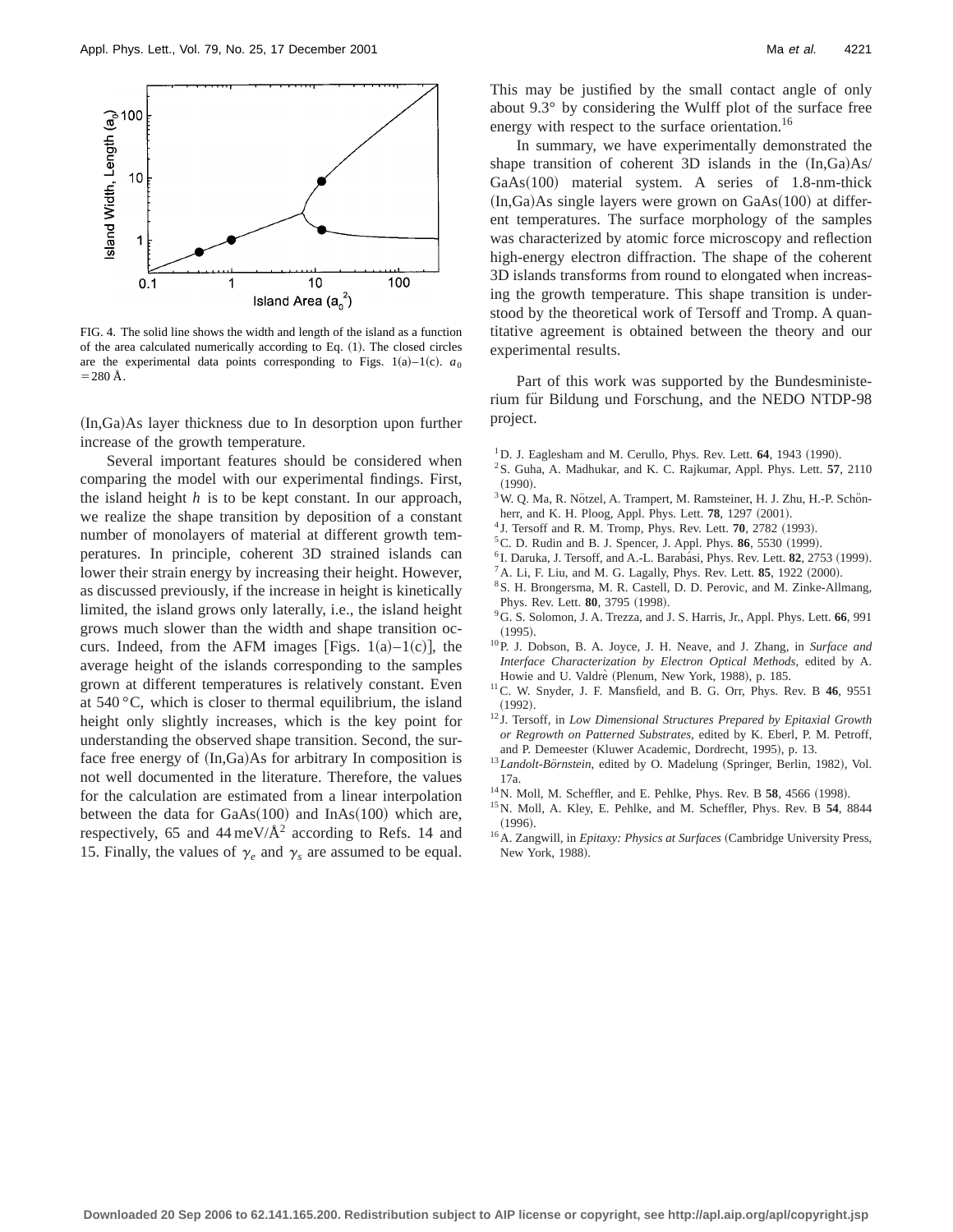Island Width, Length ($a_0$)

100

10

1

0.1

1

10

100

Island Area ($a_0^2$)

FIG. 4. The solid line shows the width and length of the island as a function of the area calculated numerically according to Eq. (1). The closed circles are the experimental data points corresponding to Figs. 1(a)–1(c). $a_0 = 280$ Å.

(In,Ga)As layer thickness due to In desorption upon further increase of the growth temperature.

Several important features should be considered when comparing the model with our experimental findings. First, the island height $h$ is to be kept constant. In our approach, we realize the shape transition by deposition of a constant number of monolayers of material at different growth temperatures. In principle, coherent 3D strained islands can lower their strain energy by increasing their height. However, as discussed previously, if the increase in height is kinetically limited, the island grows only laterally, i.e., the island height grows much slower than the width and shape transition occurs. Indeed, from the AFM images [Figs. 1(a)–1(c)], the average height of the islands corresponding to the samples grown at different temperatures is relatively constant. Even at 540 °C, which is closer to thermal equilibrium, the island height only slightly increases, which is the key point for understanding the observed shape transition. Second, the surface free energy of (In,Ga)As for arbitrary In composition is not well documented in the literature. Therefore, the values for the calculation are estimated from a linear interpolation between the data for GaAs(100) and InAs(100) which are, respectively, 65 and 44 meV/Å$^2$ according to Refs. 14 and 15. Finally, the values of $\gamma_e$ and $\gamma_s$ are assumed to be equal. This may be justified by the small contact angle of only about 9.3° by considering the Wulff plot of the surface free energy with respect to the surface orientation.[16]

In summary, we have experimentally demonstrated the shape transition of coherent 3D islands in the (In,Ga)As/GaAs(100) material system. A series of 1.8-nm-thick (In,Ga)As single layers were grown on GaAs(100) at different temperatures. The surface morphology of the samples was characterized by atomic force microscopy and reflection high-energy electron diffraction. The shape of the coherent 3D islands transforms from round to elongated when increasing the growth temperature. This shape transition is understood by the theoretical work of Tersoff and Tromp. A quantitative agreement is obtained between the theory and our experimental results.

Part of this work was supported by the Bundesministerium für Bildung und Forschung, and the NEDO NTDP-98 project.

[1] D. J. Eaglesham and M. Cerullo, Phys. Rev. Lett. **64**, 1943 (1990).
[2] S. Guha, A. Madhukar, and K. C. Rajkumar, Appl. Phys. Lett. **57**, 2110 (1990).
[3] W. Q. Ma, R. Nötzel, A. Trampert, M. Ramsteiner, H. J. Zhu, H.-P. Schönherr, and K. H. Ploog, Appl. Phys. Lett. **78**, 1297 (2001).
[4] J. Tersoff and R. M. Tromp, Phys. Rev. Lett. **70**, 2782 (1993).
[5] C. D. Rudin and B. J. Spencer, J. Appl. Phys. **86**, 5530 (1999).
[6] I. Daruka, J. Tersoff, and A.-L. Barabási, Phys. Rev. Lett. **82**, 2753 (1999).
[7] A. Li, F. Liu, and M. G. Lagally, Phys. Rev. Lett. **85**, 1922 (2000).
[8] S. H. Brongersma, M. R. Castell, D. D. Perovic, and M. Zinke-Allmang, Phys. Rev. Lett. **80**, 3795 (1998).
[9] G. S. Solomon, J. A. Trezza, and J. S. Harris, Jr., Appl. Phys. Lett. **66**, 991 (1995).
[10] P. J. Dobson, B. A. Joyce, J. H. Neave, and J. Zhang, in *Surface and Interface Characterization by Electron Optical Methods*, edited by A. Howie and U. Valdrè (Plenum, New York, 1988), p. 185.
[11] C. W. Snyder, J. F. Mansfield, and B. G. Orr, Phys. Rev. B **46**, 9551 (1992).
[12] J. Tersoff, in *Low Dimensional Structures Prepared by Epitaxial Growth or Regrowth on Patterned Substrates*, edited by K. Eberl, P. M. Petroff, and P. Demeester (Kluwer Academic, Dordrecht, 1995), p. 13.
[13] *Landolt-Börnstein*, edited by O. Madelung (Springer, Berlin, 1982), Vol. 17a.
[14] N. Moll, M. Scheffler, and E. Pehlke, Phys. Rev. B **58**, 4566 (1998).
[15] N. Moll, A. Kley, E. Pehlke, and M. Scheffler, Phys. Rev. B **54**, 8844 (1996).
[16] A. Zangwill, in *Epitaxy: Physics at Surfaces* (Cambridge University Press, New York, 1988).